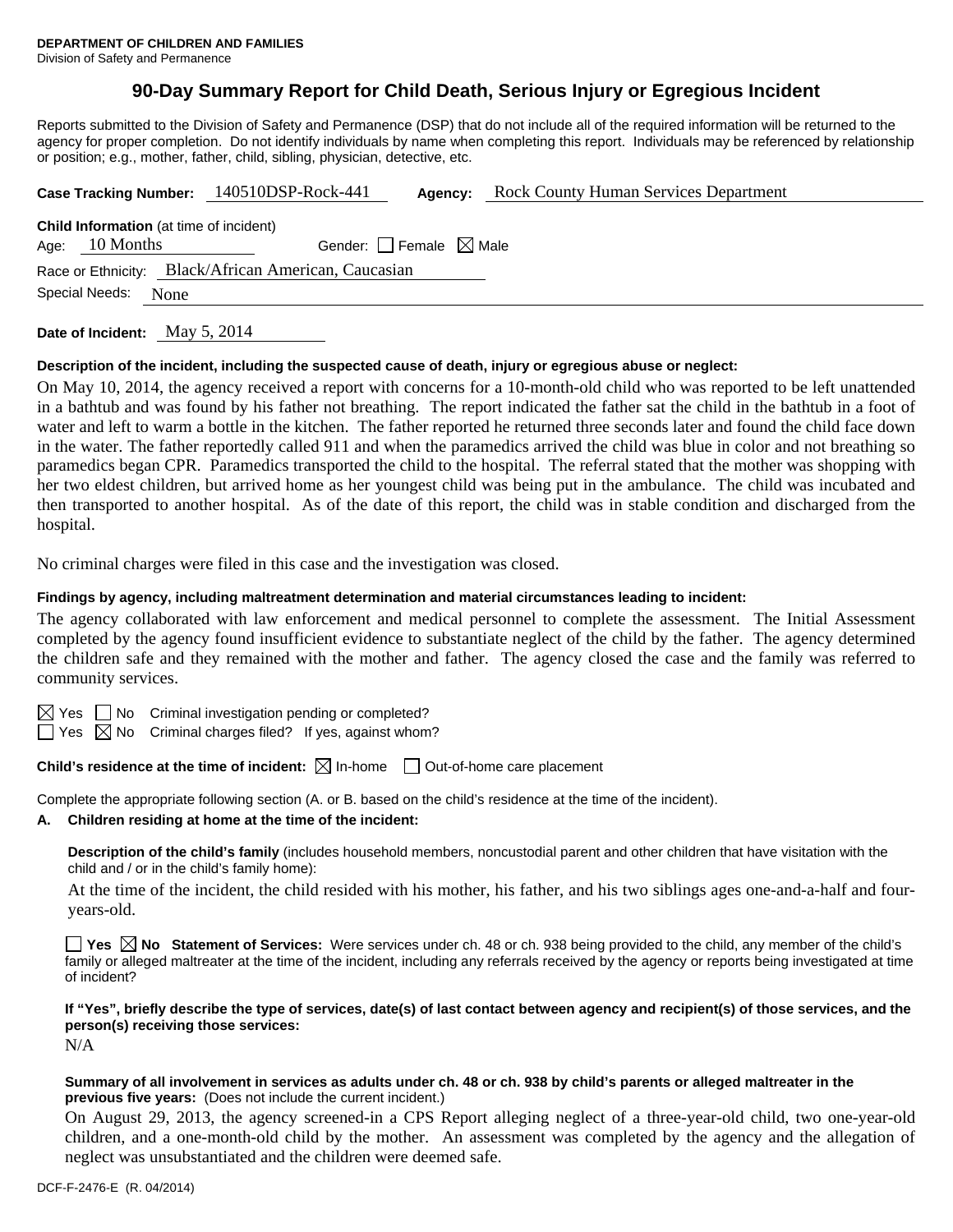**DEPARTMENT OF CHILDREN AND FAMILIES**
Division of Safety and Permanence

# 90-Day Summary Report for Child Death, Serious Injury or Egregious Incident

Reports submitted to the Division of Safety and Permanence (DSP) that do not include all of the required information will be returned to the agency for proper completion. Do not identify individuals by name when completing this report. Individuals may be referenced by relationship or position; e.g., mother, father, child, sibling, physician, detective, etc.

**Case Tracking Number:** 140510DSP-Rock-441 **Agency:** Rock County Human Services Department

**Child Information** (at time of incident)
Age: 10 Months Gender: ☐ Female ☒ Male
Race or Ethnicity: Black/African American, Caucasian
Special Needs: None

**Date of Incident:** May 5, 2014

**Description of the incident, including the suspected cause of death, injury or egregious abuse or neglect:**

On May 10, 2014, the agency received a report with concerns for a 10-month-old child who was reported to be left unattended in a bathtub and was found by his father not breathing. The report indicated the father sat the child in the bathtub in a foot of water and left to warm a bottle in the kitchen. The father reported he returned three seconds later and found the child face down in the water. The father reportedly called 911 and when the paramedics arrived the child was blue in color and not breathing so paramedics began CPR. Paramedics transported the child to the hospital. The referral stated that the mother was shopping with her two eldest children, but arrived home as her youngest child was being put in the ambulance. The child was incubated and then transported to another hospital. As of the date of this report, the child was in stable condition and discharged from the hospital.

No criminal charges were filed in this case and the investigation was closed.

**Findings by agency, including maltreatment determination and material circumstances leading to incident:**

The agency collaborated with law enforcement and medical personnel to complete the assessment. The Initial Assessment completed by the agency found insufficient evidence to substantiate neglect of the child by the father. The agency determined the children safe and they remained with the mother and father. The agency closed the case and the family was referred to community services.

☒ Yes ☐ No Criminal investigation pending or completed?
☐ Yes ☒ No Criminal charges filed? If yes, against whom?

**Child's residence at the time of incident:** ☒ In-home ☐ Out-of-home care placement

Complete the appropriate following section (A. or B. based on the child's residence at the time of the incident).

**A. Children residing at home at the time of the incident:**

**Description of the child's family** (includes household members, noncustodial parent and other children that have visitation with the child and / or in the child's family home):

At the time of the incident, the child resided with his mother, his father, and his two siblings ages one-and-a-half and four-years-old.

☐ **Yes** ☒ **No** **Statement of Services:** Were services under ch. 48 or ch. 938 being provided to the child, any member of the child's family or alleged maltreater at the time of the incident, including any referrals received by the agency or reports being investigated at time of incident?

**If "Yes", briefly describe the type of services, date(s) of last contact between agency and recipient(s) of those services, and the person(s) receiving those services:**

N/A

**Summary of all involvement in services as adults under ch. 48 or ch. 938 by child's parents or alleged maltreater in the previous five years:** (Does not include the current incident.)

On August 29, 2013, the agency screened-in a CPS Report alleging neglect of a three-year-old child, two one-year-old children, and a one-month-old child by the mother. An assessment was completed by the agency and the allegation of neglect was unsubstantiated and the children were deemed safe.

DCF-F-2476-E (R. 04/2014)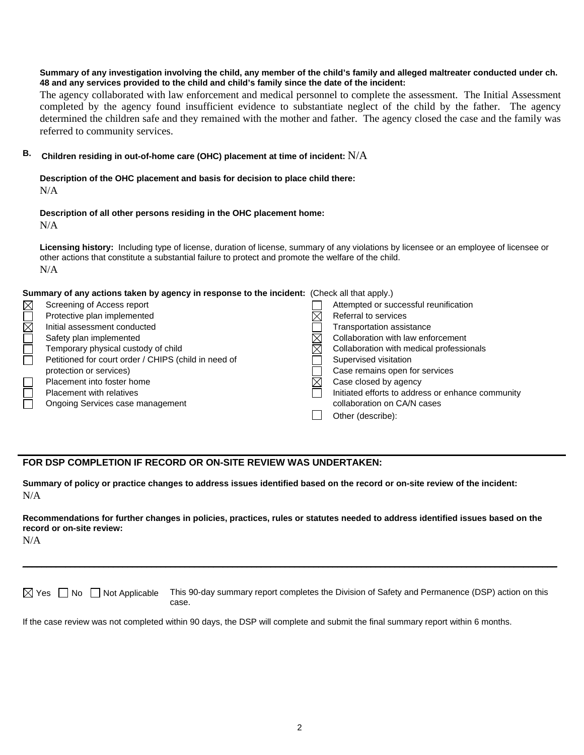**Summary of any investigation involving the child, any member of the child's family and alleged maltreater conducted under ch. 48 and any services provided to the child and child's family since the date of the incident:**

The agency collaborated with law enforcement and medical personnel to complete the assessment. The Initial Assessment completed by the agency found insufficient evidence to substantiate neglect of the child by the father. The agency determined the children safe and they remained with the mother and father. The agency closed the case and the family was referred to community services.

**B. Children residing in out-of-home care (OHC) placement at time of incident:** N/A

**Description of the OHC placement and basis for decision to place child there:**
N/A

**Description of all other persons residing in the OHC placement home:**
N/A

**Licensing history:** Including type of license, duration of license, summary of any violations by licensee or an employee of licensee or other actions that constitute a substantial failure to protect and promote the welfare of the child.
N/A

**Summary of any actions taken by agency in response to the incident:** (Check all that apply.)

- ☒ Screening of Access report
- ☐ Protective plan implemented
- ☒ Initial assessment conducted
- ☐ Safety plan implemented
- ☐ Temporary physical custody of child
- ☐ Petitioned for court order / CHIPS (child in need of protection or services)
- ☐ Placement into foster home
- ☐ Placement with relatives
- ☐ Ongoing Services case management
- ☐ Attempted or successful reunification
- ☒ Referral to services
- ☐ Transportation assistance
- ☒ Collaboration with law enforcement
- ☒ Collaboration with medical professionals
- ☐ Supervised visitation
- ☐ Case remains open for services
- ☒ Case closed by agency
- ☐ Initiated efforts to address or enhance community collaboration on CA/N cases
- ☐ Other (describe):

---

**FOR DSP COMPLETION IF RECORD OR ON-SITE REVIEW WAS UNDERTAKEN:**

**Summary of policy or practice changes to address issues identified based on the record or on-site review of the incident:**
N/A

**Recommendations for further changes in policies, practices, rules or statutes needed to address identified issues based on the record or on-site review:**
N/A

---

☒ Yes ☐ No ☐ Not Applicable This 90-day summary report completes the Division of Safety and Permanence (DSP) action on this case.

If the case review was not completed within 90 days, the DSP will complete and submit the final summary report within 6 months.